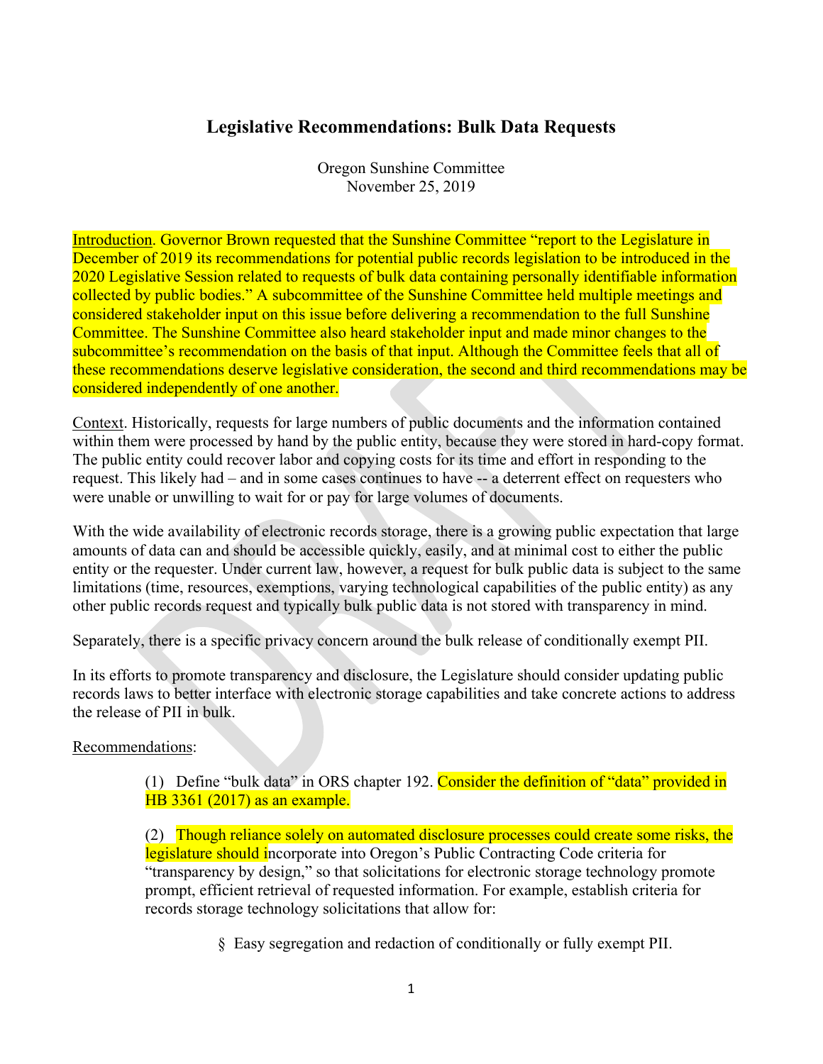# Legislative Recommendations: Bulk Data Requests

Oregon Sunshine Committee
November 25, 2019

Introduction. Governor Brown requested that the Sunshine Committee "report to the Legislature in December of 2019 its recommendations for potential public records legislation to be introduced in the 2020 Legislative Session related to requests of bulk data containing personally identifiable information collected by public bodies." A subcommittee of the Sunshine Committee held multiple meetings and considered stakeholder input on this issue before delivering a recommendation to the full Sunshine Committee. The Sunshine Committee also heard stakeholder input and made minor changes to the subcommittee's recommendation on the basis of that input. Although the Committee feels that all of these recommendations deserve legislative consideration, the second and third recommendations may be considered independently of one another.

Context. Historically, requests for large numbers of public documents and the information contained within them were processed by hand by the public entity, because they were stored in hard-copy format. The public entity could recover labor and copying costs for its time and effort in responding to the request. This likely had – and in some cases continues to have -- a deterrent effect on requesters who were unable or unwilling to wait for or pay for large volumes of documents.

With the wide availability of electronic records storage, there is a growing public expectation that large amounts of data can and should be accessible quickly, easily, and at minimal cost to either the public entity or the requester. Under current law, however, a request for bulk public data is subject to the same limitations (time, resources, exemptions, varying technological capabilities of the public entity) as any other public records request and typically bulk public data is not stored with transparency in mind.

Separately, there is a specific privacy concern around the bulk release of conditionally exempt PII.

In its efforts to promote transparency and disclosure, the Legislature should consider updating public records laws to better interface with electronic storage capabilities and take concrete actions to address the release of PII in bulk.

Recommendations:

(1) Define "bulk data" in ORS chapter 192. Consider the definition of "data" provided in HB 3361 (2017) as an example.

(2) Though reliance solely on automated disclosure processes could create some risks, the legislature should incorporate into Oregon's Public Contracting Code criteria for "transparency by design," so that solicitations for electronic storage technology promote prompt, efficient retrieval of requested information. For example, establish criteria for records storage technology solicitations that allow for:

- Easy segregation and redaction of conditionally or fully exempt PII.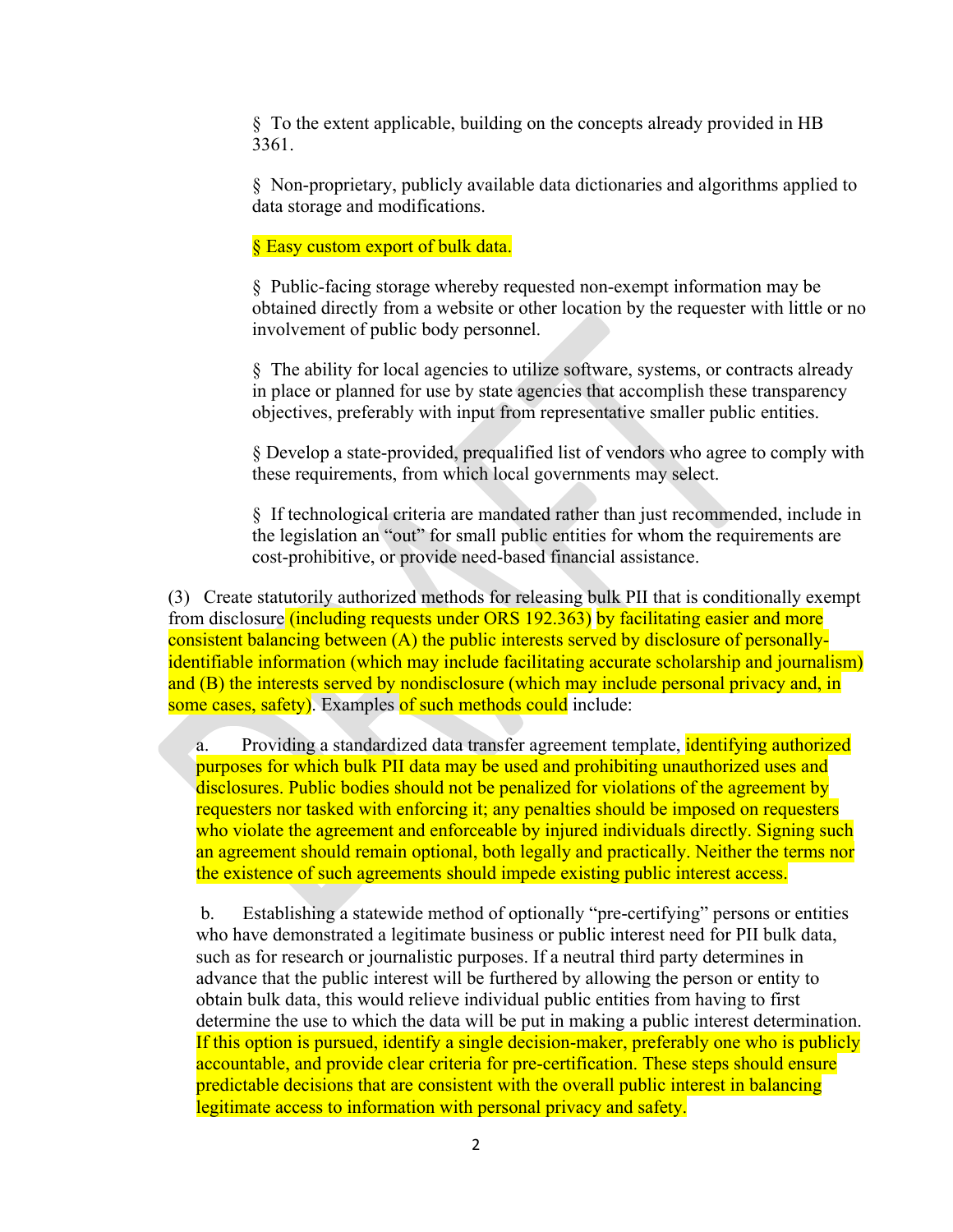- § To the extent applicable, building on the concepts already provided in HB 3361.

- § Non-proprietary, publicly available data dictionaries and algorithms applied to data storage and modifications.

- § Easy custom export of bulk data.

- § Public-facing storage whereby requested non-exempt information may be obtained directly from a website or other location by the requester with little or no involvement of public body personnel.

- § The ability for local agencies to utilize software, systems, or contracts already in place or planned for use by state agencies that accomplish these transparency objectives, preferably with input from representative smaller public entities.

- § Develop a state-provided, prequalified list of vendors who agree to comply with these requirements, from which local governments may select.

- § If technological criteria are mandated rather than just recommended, include in the legislation an "out" for small public entities for whom the requirements are cost-prohibitive, or provide need-based financial assistance.

(3) Create statutorily authorized methods for releasing bulk PII that is conditionally exempt from disclosure (including requests under ORS 192.363) by facilitating easier and more consistent balancing between (A) the public interests served by disclosure of personally-identifiable information (which may include facilitating accurate scholarship and journalism) and (B) the interests served by nondisclosure (which may include personal privacy and, in some cases, safety). Examples of such methods could include:

a. Providing a standardized data transfer agreement template, identifying authorized purposes for which bulk PII data may be used and prohibiting unauthorized uses and disclosures. Public bodies should not be penalized for violations of the agreement by requesters nor tasked with enforcing it; any penalties should be imposed on requesters who violate the agreement and enforceable by injured individuals directly. Signing such an agreement should remain optional, both legally and practically. Neither the terms nor the existence of such agreements should impede existing public interest access.

b. Establishing a statewide method of optionally "pre-certifying" persons or entities who have demonstrated a legitimate business or public interest need for PII bulk data, such as for research or journalistic purposes. If a neutral third party determines in advance that the public interest will be furthered by allowing the person or entity to obtain bulk data, this would relieve individual public entities from having to first determine the use to which the data will be put in making a public interest determination. If this option is pursued, identify a single decision-maker, preferably one who is publicly accountable, and provide clear criteria for pre-certification. These steps should ensure predictable decisions that are consistent with the overall public interest in balancing legitimate access to information with personal privacy and safety.